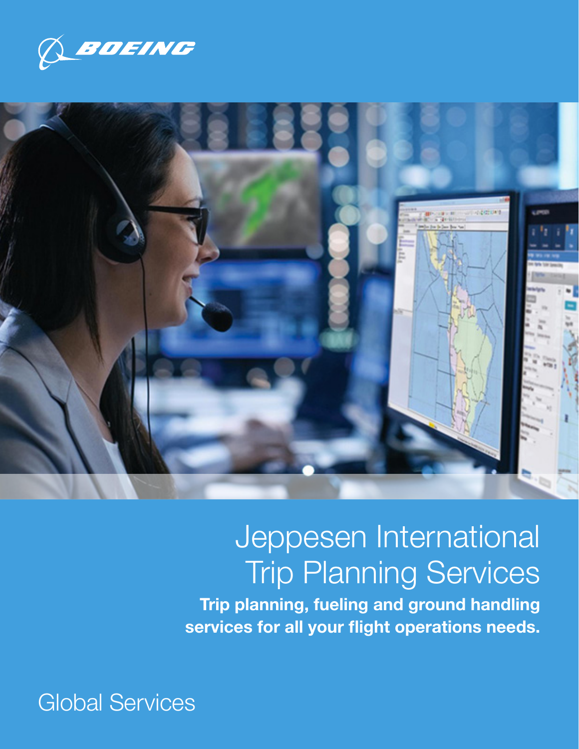BOEING

# Jeppesen International Trip Planning Services

**Trip planning, fueling and ground handling services for all your flight operations needs.**

Global Services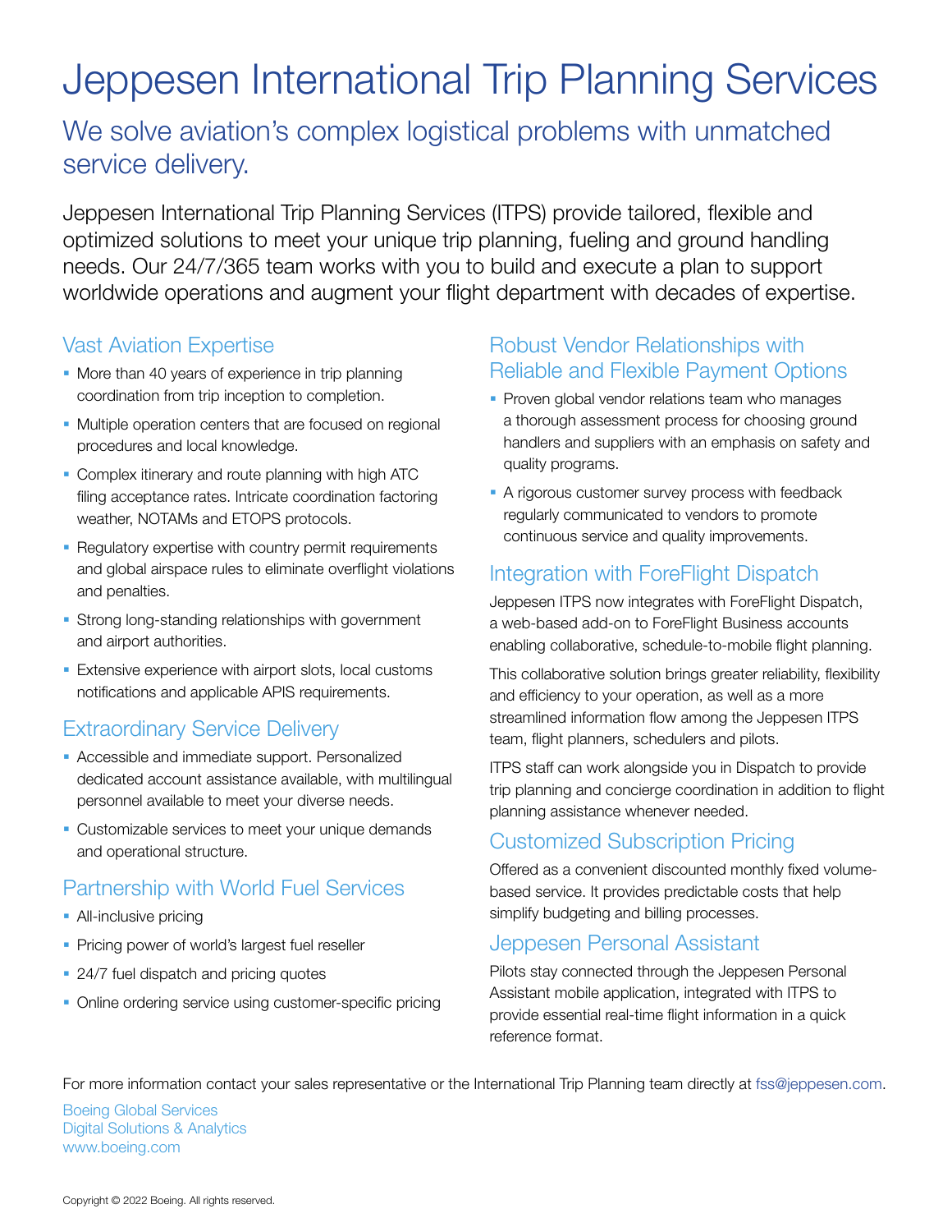# Jeppesen International Trip Planning Services

## We solve aviation's complex logistical problems with unmatched service delivery.

Jeppesen International Trip Planning Services (ITPS) provide tailored, flexible and optimized solutions to meet your unique trip planning, fueling and ground handling needs. Our 24/7/365 team works with you to build and execute a plan to support worldwide operations and augment your flight department with decades of expertise.

### Vast Aviation Expertise

- More than 40 years of experience in trip planning coordination from trip inception to completion.
- Multiple operation centers that are focused on regional procedures and local knowledge.
- Complex itinerary and route planning with high ATC filing acceptance rates. Intricate coordination factoring weather, NOTAMs and ETOPS protocols.
- Regulatory expertise with country permit requirements and global airspace rules to eliminate overflight violations and penalties.
- Strong long-standing relationships with government and airport authorities.
- Extensive experience with airport slots, local customs notifications and applicable APIS requirements.

### Extraordinary Service Delivery

- Accessible and immediate support. Personalized dedicated account assistance available, with multilingual personnel available to meet your diverse needs.
- Customizable services to meet your unique demands and operational structure.

### Partnership with World Fuel Services

- All-inclusive pricing
- Pricing power of world's largest fuel reseller
- 24/7 fuel dispatch and pricing quotes
- Online ordering service using customer-specific pricing

### Robust Vendor Relationships with Reliable and Flexible Payment Options

- Proven global vendor relations team who manages a thorough assessment process for choosing ground handlers and suppliers with an emphasis on safety and quality programs.
- A rigorous customer survey process with feedback regularly communicated to vendors to promote continuous service and quality improvements.

### Integration with ForeFlight Dispatch

Jeppesen ITPS now integrates with ForeFlight Dispatch, a web-based add-on to ForeFlight Business accounts enabling collaborative, schedule-to-mobile flight planning.

This collaborative solution brings greater reliability, flexibility and efficiency to your operation, as well as a more streamlined information flow among the Jeppesen ITPS team, flight planners, schedulers and pilots.

ITPS staff can work alongside you in Dispatch to provide trip planning and concierge coordination in addition to flight planning assistance whenever needed.

### Customized Subscription Pricing

Offered as a convenient discounted monthly fixed volume-based service. It provides predictable costs that help simplify budgeting and billing processes.

### Jeppesen Personal Assistant

Pilots stay connected through the Jeppesen Personal Assistant mobile application, integrated with ITPS to provide essential real-time flight information in a quick reference format.

For more information contact your sales representative or the International Trip Planning team directly at fss@jeppesen.com.

Boeing Global Services
Digital Solutions & Analytics
www.boeing.com

Copyright © 2022 Boeing. All rights reserved.